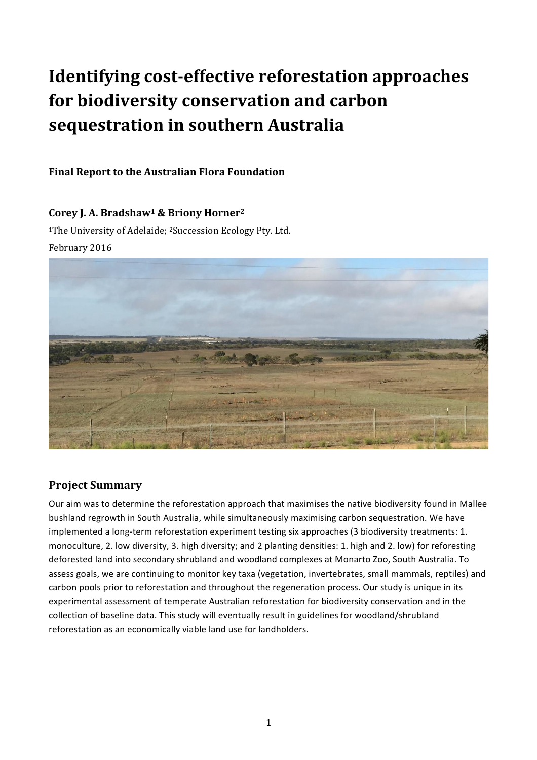# Identifying cost-effective reforestation approaches for biodiversity conservation and carbon sequestration in southern Australia

**Final Report to the Australian Flora Foundation**

**Corey J. A. Bradshaw[1] & Briony Horner[2]**

[1]The University of Adelaide; [2]Succession Ecology Pty. Ltd.

February 2016

## Project Summary

Our aim was to determine the reforestation approach that maximises the native biodiversity found in Mallee bushland regrowth in South Australia, while simultaneously maximising carbon sequestration. We have implemented a long-term reforestation experiment testing six approaches (3 biodiversity treatments: 1. monoculture, 2. low diversity, 3. high diversity; and 2 planting densities: 1. high and 2. low) for reforesting deforested land into secondary shrubland and woodland complexes at Monarto Zoo, South Australia. To assess goals, we are continuing to monitor key taxa (vegetation, invertebrates, small mammals, reptiles) and carbon pools prior to reforestation and throughout the regeneration process. Our study is unique in its experimental assessment of temperate Australian reforestation for biodiversity conservation and in the collection of baseline data. This study will eventually result in guidelines for woodland/shrubland reforestation as an economically viable land use for landholders.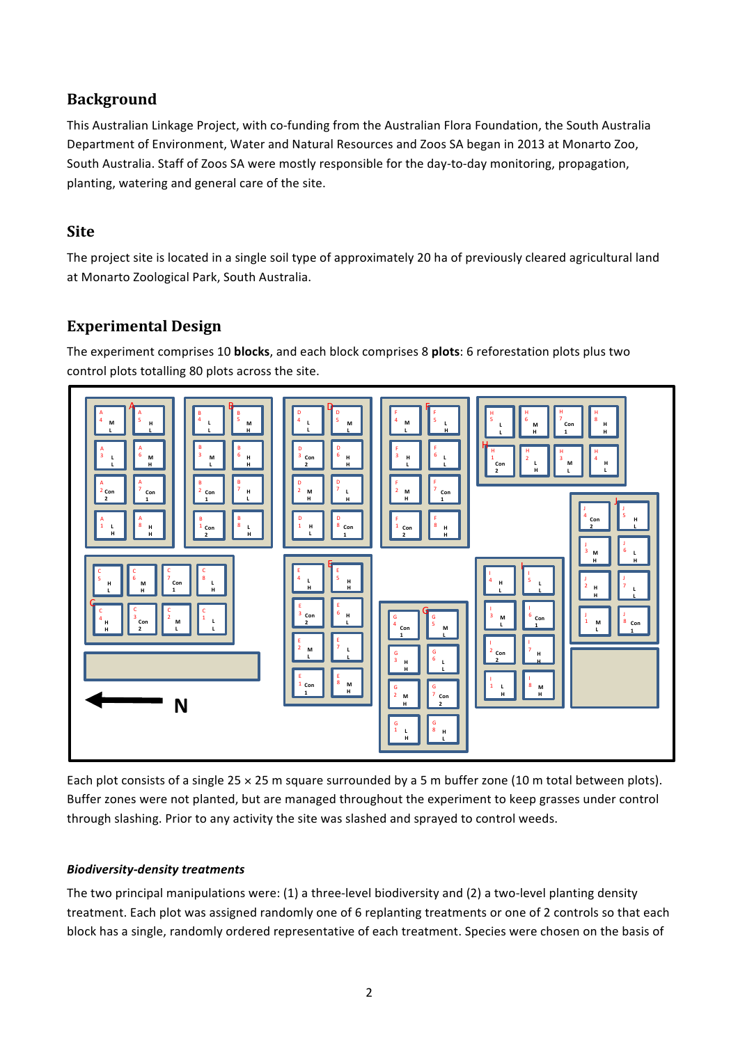## Background

This Australian Linkage Project, with co-funding from the Australian Flora Foundation, the South Australia Department of Environment, Water and Natural Resources and Zoos SA began in 2013 at Monarto Zoo, South Australia. Staff of Zoos SA were mostly responsible for the day-to-day monitoring, propagation, planting, watering and general care of the site.

## Site

The project site is located in a single soil type of approximately 20 ha of previously cleared agricultural land at Monarto Zoological Park, South Australia.

## Experimental Design

The experiment comprises 10 **blocks**, and each block comprises 8 **plots**: 6 reforestation plots plus two control plots totalling 80 plots across the site.

Each plot consists of a single 25 × 25 m square surrounded by a 5 m buffer zone (10 m total between plots). Buffer zones were not planted, but are managed throughout the experiment to keep grasses under control through slashing. Prior to any activity the site was slashed and sprayed to control weeds.

#### *Biodiversity-density treatments*

The two principal manipulations were: (1) a three-level biodiversity and (2) a two-level planting density treatment. Each plot was assigned randomly one of 6 replanting treatments or one of 2 controls so that each block has a single, randomly ordered representative of each treatment. Species were chosen on the basis of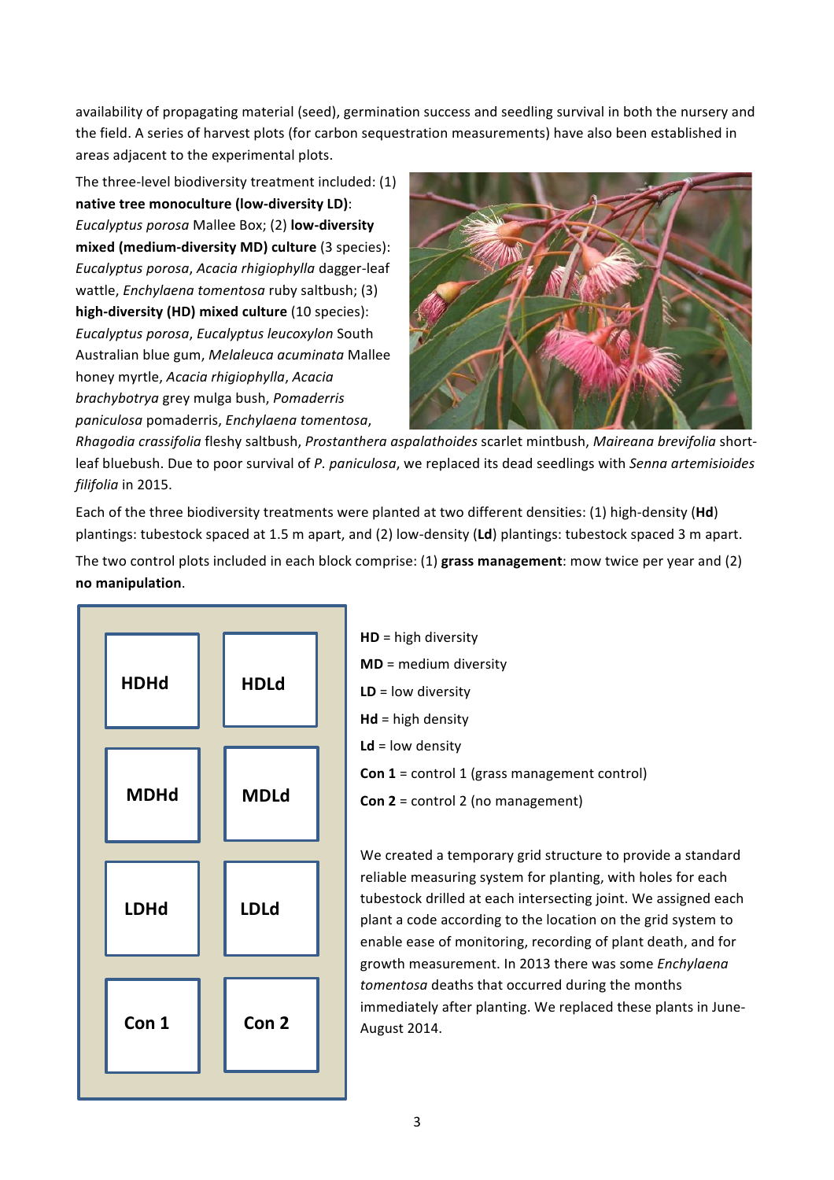availability of propagating material (seed), germination success and seedling survival in both the nursery and the field. A series of harvest plots (for carbon sequestration measurements) have also been established in areas adjacent to the experimental plots.

The three-level biodiversity treatment included: (1) **native tree monoculture (low-diversity LD)**: *Eucalyptus porosa* Mallee Box; (2) **low-diversity mixed (medium-diversity MD) culture** (3 species): *Eucalyptus porosa*, *Acacia rhigiophylla* dagger-leaf wattle, *Enchylaena tomentosa* ruby saltbush; (3) **high-diversity (HD) mixed culture** (10 species): *Eucalyptus porosa*, *Eucalyptus leucoxylon* South Australian blue gum, *Melaleuca acuminata* Mallee honey myrtle, *Acacia rhigiophylla*, *Acacia brachybotrya* grey mulga bush, *Pomaderris paniculosa* pomaderris, *Enchylaena tomentosa*, *Rhagodia crassifolia* fleshy saltbush, *Prostanthera aspalathoides* scarlet mintbush, *Maireana brevifolia* short-leaf bluebush. Due to poor survival of *P. paniculosa*, we replaced its dead seedlings with *Senna artemisioides filifolia* in 2015.

Each of the three biodiversity treatments were planted at two different densities: (1) high-density (**Hd**) plantings: tubestock spaced at 1.5 m apart, and (2) low-density (**Ld**) plantings: tubestock spaced 3 m apart.

The two control plots included in each block comprise: (1) **grass management**: mow twice per year and (2) **no manipulation**.

| | |
|---|---|
| **HDHd** | **HDLd** |
| **MDHd** | **MDLd** |
| **LDHd** | **LDLd** |
| **Con 1** | **Con 2** |

**HD** = high diversity
**MD** = medium diversity
**LD** = low diversity
**Hd** = high density
**Ld** = low density
**Con 1** = control 1 (grass management control)
**Con 2** = control 2 (no management)

We created a temporary grid structure to provide a standard reliable measuring system for planting, with holes for each tubestock drilled at each intersecting joint. We assigned each plant a code according to the location on the grid system to enable ease of monitoring, recording of plant death, and for growth measurement. In 2013 there was some *Enchylaena tomentosa* deaths that occurred during the months immediately after planting. We replaced these plants in June-August 2014.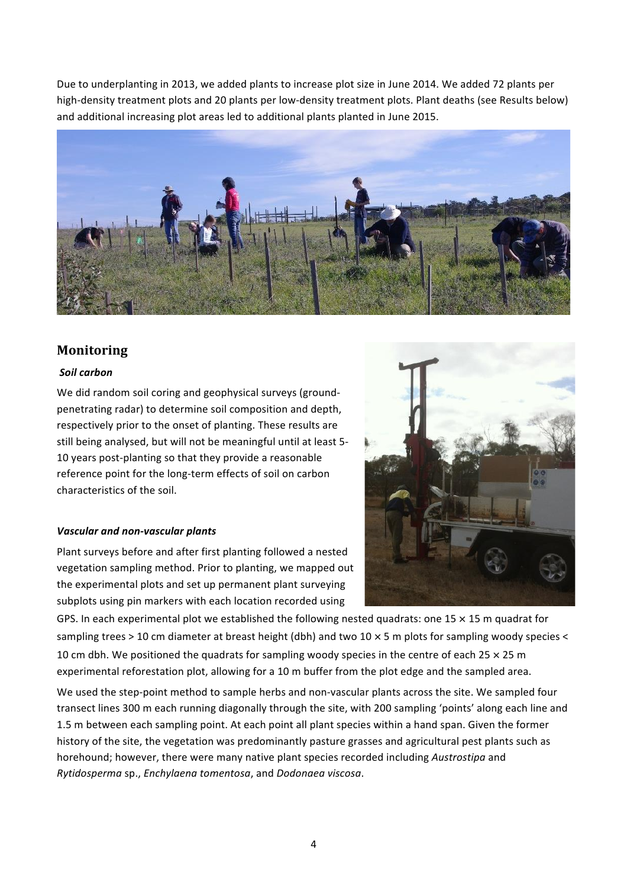Due to underplanting in 2013, we added plants to increase plot size in June 2014. We added 72 plants per high-density treatment plots and 20 plants per low-density treatment plots. Plant deaths (see Results below) and additional increasing plot areas led to additional plants planted in June 2015.

## Monitoring

### *Soil carbon*

We did random soil coring and geophysical surveys (ground-penetrating radar) to determine soil composition and depth, respectively prior to the onset of planting. These results are still being analysed, but will not be meaningful until at least 5-10 years post-planting so that they provide a reasonable reference point for the long-term effects of soil on carbon characteristics of the soil.

### *Vascular and non-vascular plants*

Plant surveys before and after first planting followed a nested vegetation sampling method. Prior to planting, we mapped out the experimental plots and set up permanent plant surveying subplots using pin markers with each location recorded using GPS. In each experimental plot we established the following nested quadrats: one 15 × 15 m quadrat for sampling trees > 10 cm diameter at breast height (dbh) and two 10 × 5 m plots for sampling woody species < 10 cm dbh. We positioned the quadrats for sampling woody species in the centre of each 25 × 25 m experimental reforestation plot, allowing for a 10 m buffer from the plot edge and the sampled area.

We used the step-point method to sample herbs and non-vascular plants across the site. We sampled four transect lines 300 m each running diagonally through the site, with 200 sampling 'points' along each line and 1.5 m between each sampling point. At each point all plant species within a hand span. Given the former history of the site, the vegetation was predominantly pasture grasses and agricultural pest plants such as horehound; however, there were many native plant species recorded including *Austrostipa* and *Rytidosperma* sp., *Enchylaena tomentosa*, and *Dodonaea viscosa*.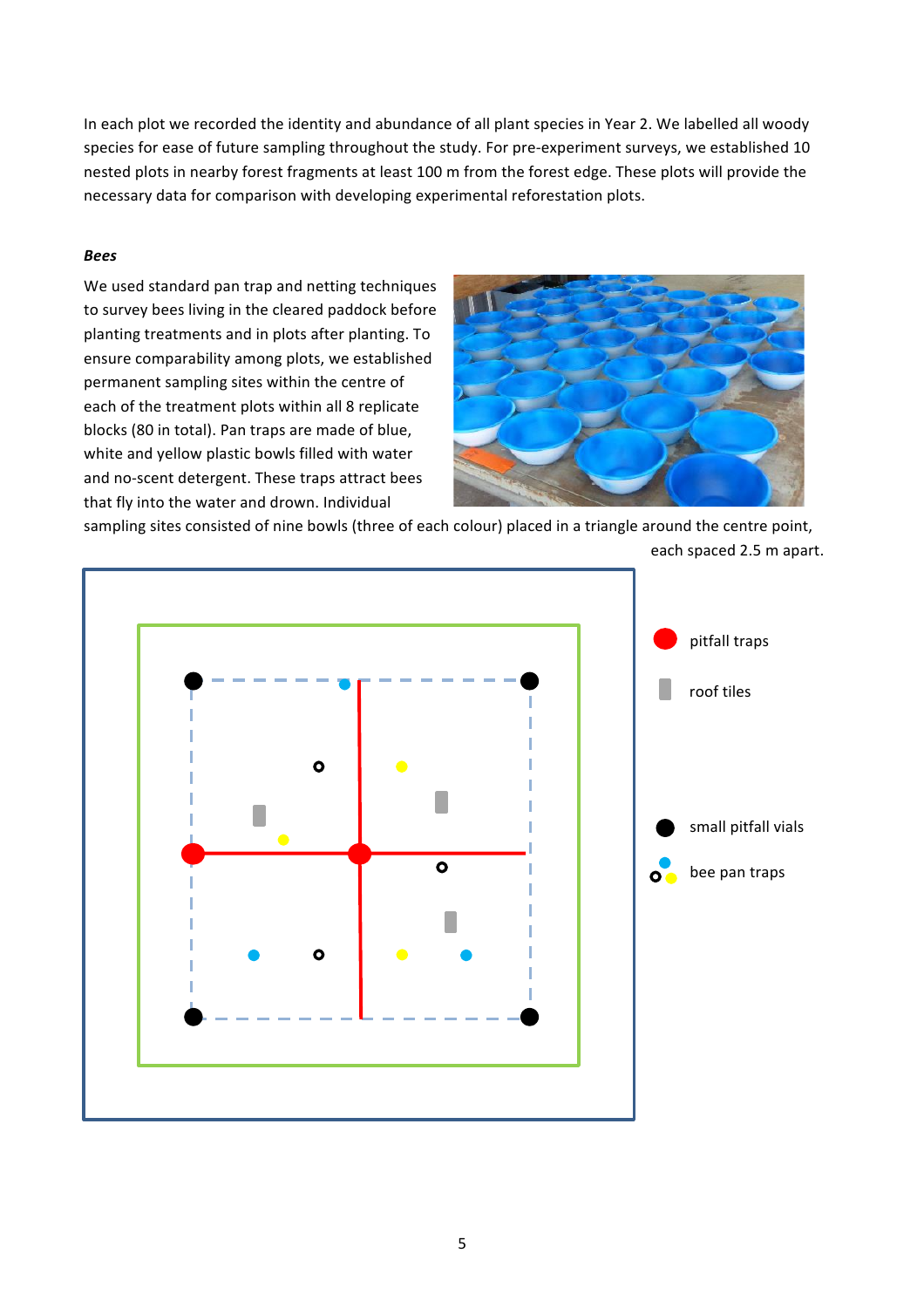In each plot we recorded the identity and abundance of all plant species in Year 2. We labelled all woody species for ease of future sampling throughout the study. For pre-experiment surveys, we established 10 nested plots in nearby forest fragments at least 100 m from the forest edge. These plots will provide the necessary data for comparison with developing experimental reforestation plots.

***Bees***

We used standard pan trap and netting techniques to survey bees living in the cleared paddock before planting treatments and in plots after planting. To ensure comparability among plots, we established permanent sampling sites within the centre of each of the treatment plots within all 8 replicate blocks (80 in total). Pan traps are made of blue, white and yellow plastic bowls filled with water and no-scent detergent. These traps attract bees that fly into the water and drown. Individual sampling sites consisted of nine bowls (three of each colour) placed in a triangle around the centre point, each spaced 2.5 m apart.

pitfall traps

roof tiles

small pitfall vials

bee pan traps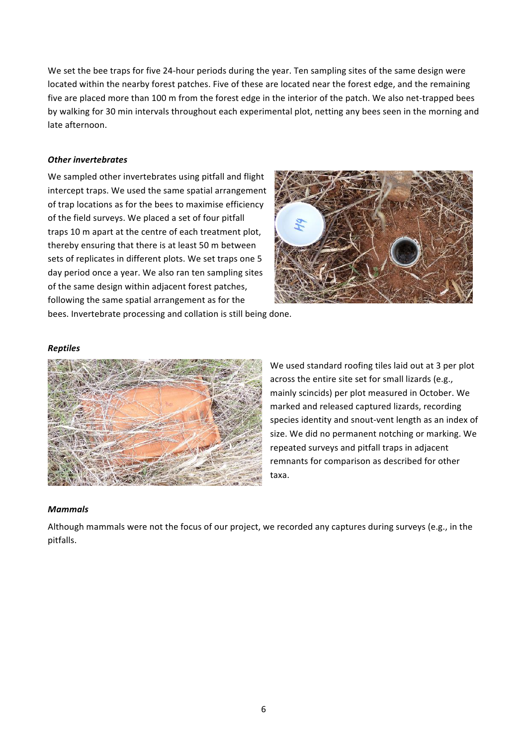We set the bee traps for five 24-hour periods during the year. Ten sampling sites of the same design were located within the nearby forest patches. Five of these are located near the forest edge, and the remaining five are placed more than 100 m from the forest edge in the interior of the patch. We also net-trapped bees by walking for 30 min intervals throughout each experimental plot, netting any bees seen in the morning and late afternoon.

***Other invertebrates***

We sampled other invertebrates using pitfall and flight intercept traps. We used the same spatial arrangement of trap locations as for the bees to maximise efficiency of the field surveys. We placed a set of four pitfall traps 10 m apart at the centre of each treatment plot, thereby ensuring that there is at least 50 m between sets of replicates in different plots. We set traps one 5 day period once a year. We also ran ten sampling sites of the same design within adjacent forest patches, following the same spatial arrangement as for the bees. Invertebrate processing and collation is still being done.

***Reptiles***

We used standard roofing tiles laid out at 3 per plot across the entire site set for small lizards (e.g., mainly scincids) per plot measured in October. We marked and released captured lizards, recording species identity and snout-vent length as an index of size. We did no permanent notching or marking. We repeated surveys and pitfall traps in adjacent remnants for comparison as described for other taxa.

***Mammals***

Although mammals were not the focus of our project, we recorded any captures during surveys (e.g., in the pitfalls.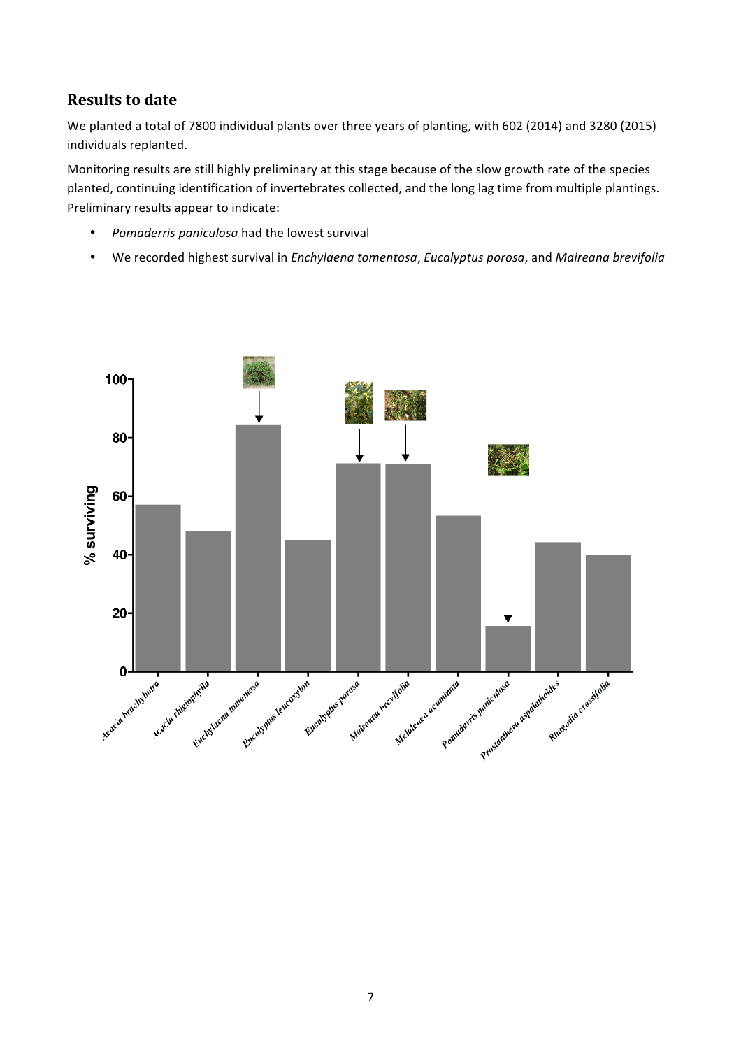## Results to date

We planted a total of 7800 individual plants over three years of planting, with 602 (2014) and 3280 (2015) individuals replanted.

Monitoring results are still highly preliminary at this stage because of the slow growth rate of the species planted, continuing identification of invertebrates collected, and the long lag time from multiple plantings. Preliminary results appear to indicate:

- *Pomaderris paniculosa* had the lowest survival
- We recorded highest survival in *Enchylaena tomentosa*, *Eucalyptus porosa*, and *Maireana brevifolia*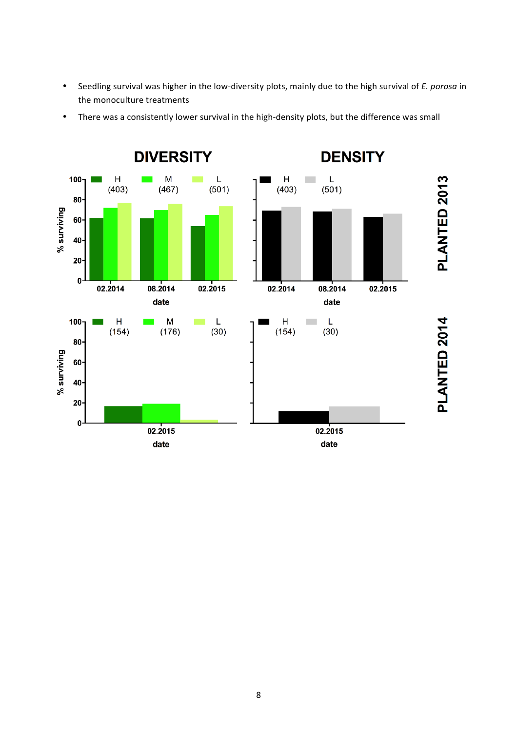- Seedling survival was higher in the low-diversity plots, mainly due to the high survival of *E. porosa* in the monoculture treatments
- There was a consistently lower survival in the high-density plots, but the difference was small

**DIVERSITY** **DENSITY**

**PLANTED 2013**

Diversity: H (403), M (467), L (501) — % surviving by date (02.2014, 08.2014, 02.2015)

Density: H (403), L (501) — % surviving by date (02.2014, 08.2014, 02.2015)

**PLANTED 2014**

Diversity: H (154), M (176), L (30) — % surviving by date (02.2015)

Density: H (154), L (30) — % surviving by date (02.2015)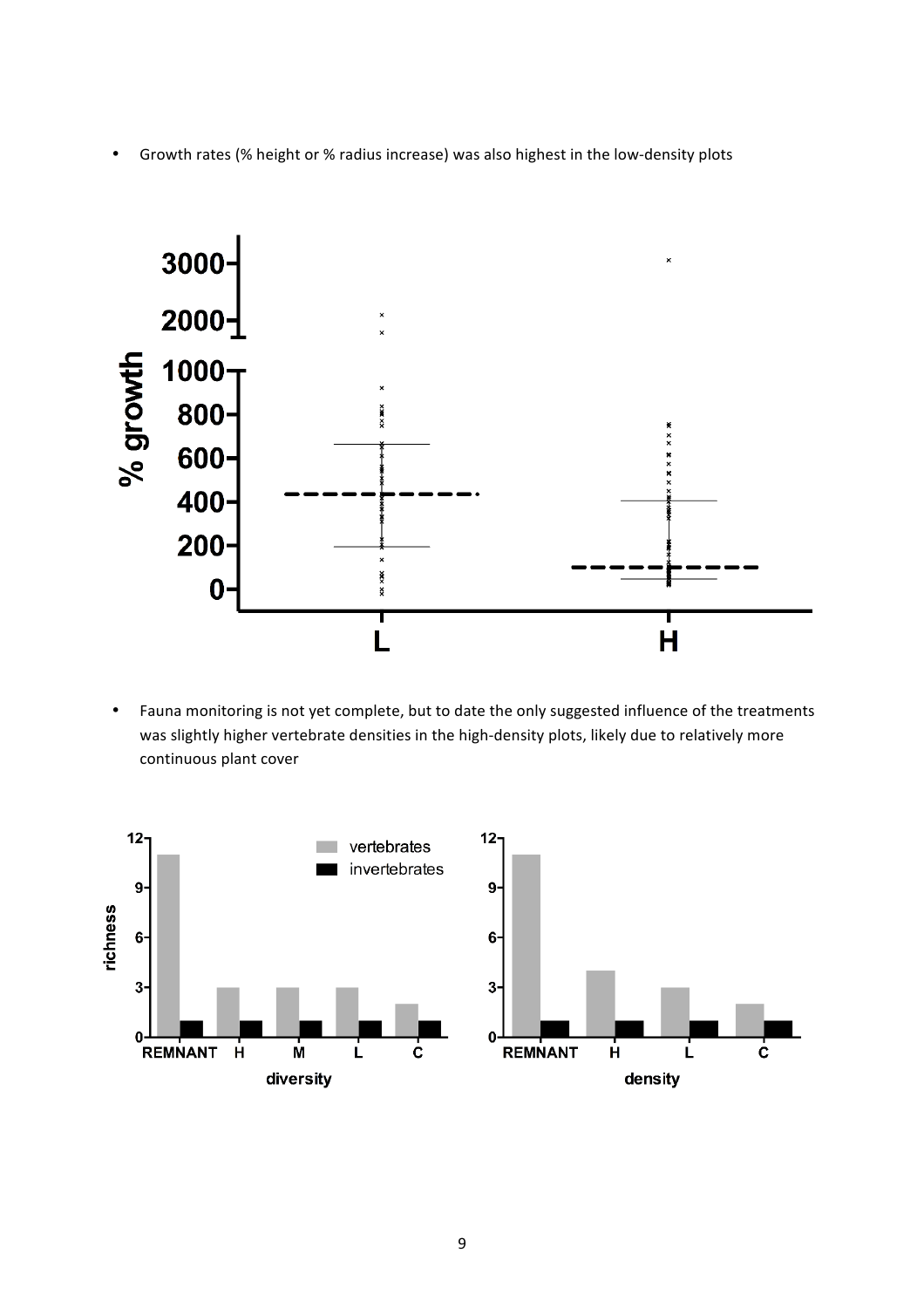- Growth rates (% height or % radius increase) was also highest in the low-density plots

- Fauna monitoring is not yet complete, but to date the only suggested influence of the treatments was slightly higher vertebrate densities in the high-density plots, likely due to relatively more continuous plant cover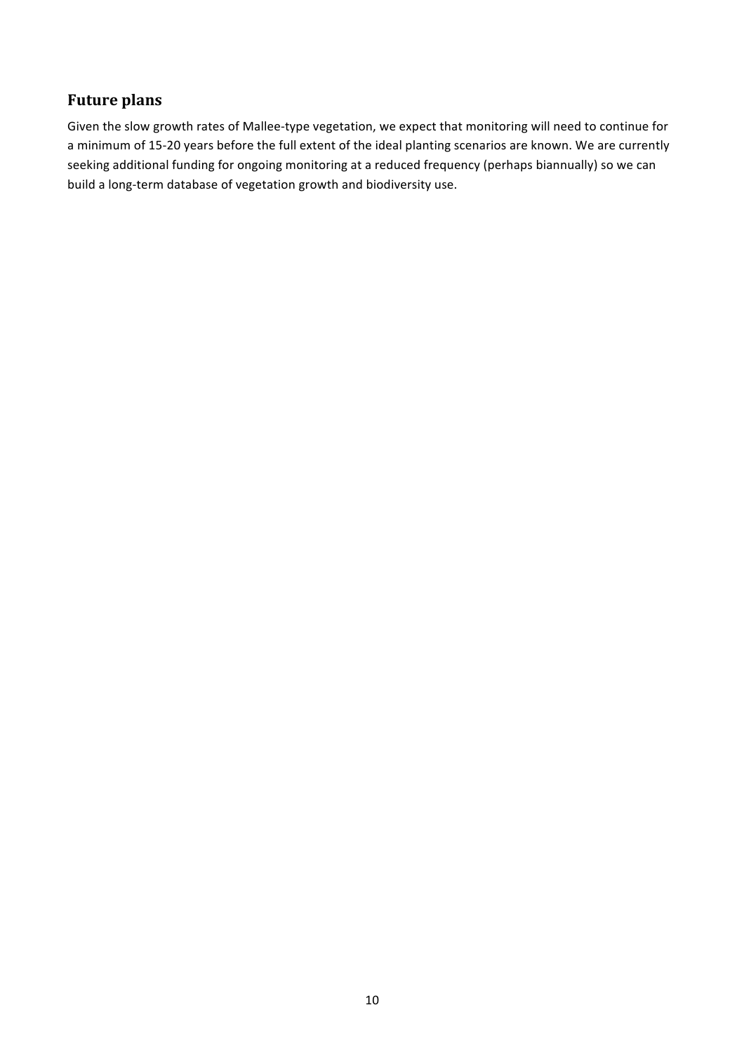## Future plans

Given the slow growth rates of Mallee-type vegetation, we expect that monitoring will need to continue for a minimum of 15-20 years before the full extent of the ideal planting scenarios are known. We are currently seeking additional funding for ongoing monitoring at a reduced frequency (perhaps biannually) so we can build a long-term database of vegetation growth and biodiversity use.